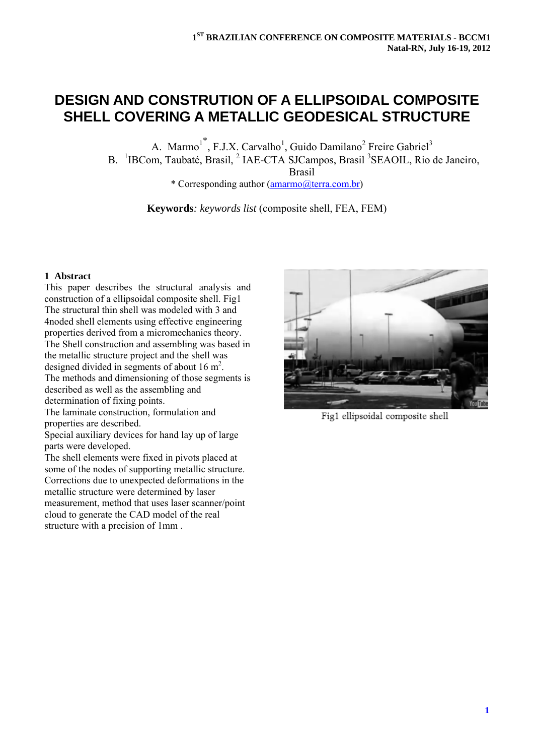# DESIGN AND CONSTRUTION OF A ELLIPSOIDAL COMPOSITE SHELL COVERING A METALLIC GEODESICAL STRUCTURE

A. Marmo[1*], F.J.X. Carvalho[1], Guido Damilano[2] Freire Gabriel[3]

B. [1]IBCom, Taubaté, Brasil, [2] IAE-CTA SJCampos, Brasil [3]SEAOIL, Rio de Janeiro, Brasil

* Corresponding author (amarmo@terra.com.br)

**Keywords**: *keywords list* (composite shell, FEA, FEM)

## 1 Abstract

This paper describes the structural analysis and construction of a ellipsoidal composite shell. Fig1

The structural thin shell was modeled with 3 and 4noded shell elements using effective engineering properties derived from a micromechanics theory.

The Shell construction and assembling was based in the metallic structure project and the shell was designed divided in segments of about 16 m$^2$.

The methods and dimensioning of those segments is described as well as the assembling and determination of fixing points.

The laminate construction, formulation and properties are described.

Special auxiliary devices for hand lay up of large parts were developed.

The shell elements were fixed in pivots placed at some of the nodes of supporting metallic structure.

Corrections due to unexpected deformations in the metallic structure were determined by laser measurement, method that uses laser scanner/point cloud to generate the CAD model of the real structure with a precision of 1mm .

Fig1 ellipsoidal composite shell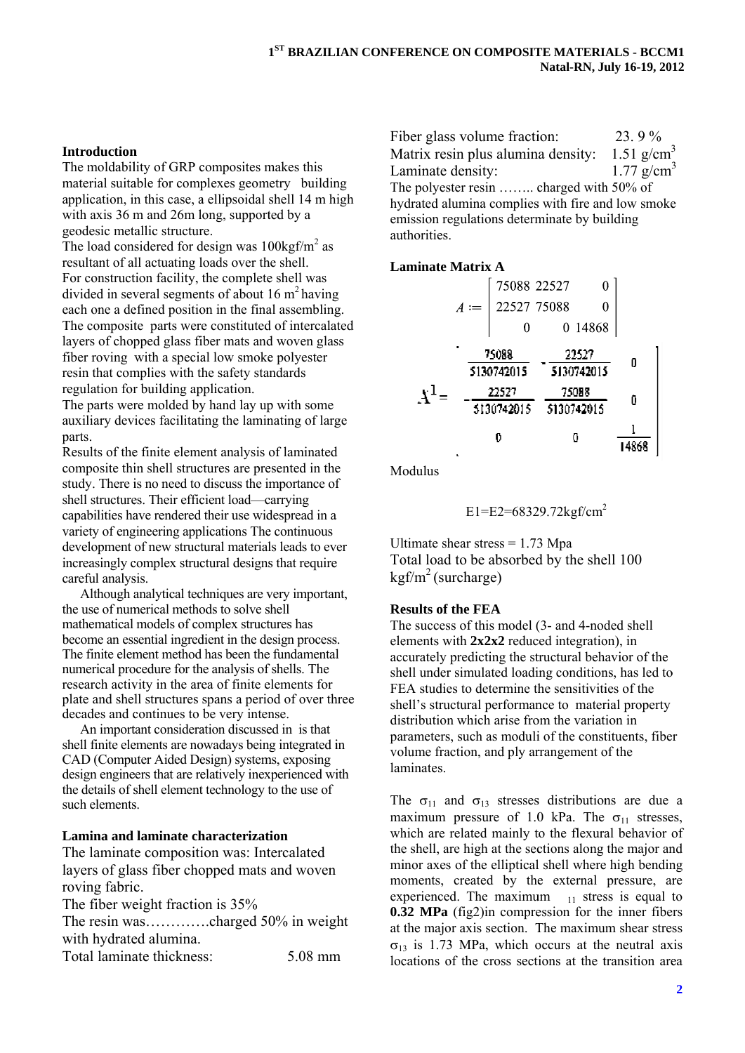### Introduction

The moldability of GRP composites makes this material suitable for complexes geometry building application, in this case, a ellipsoidal shell 14 m high with axis 36 m and 26m long, supported by a geodesic metallic structure.

The load considered for design was $100 kgf/m^2$ as resultant of all actuating loads over the shell.

For construction facility, the complete shell was divided in several segments of about $16 m^2$ having each one a defined position in the final assembling.

The composite parts were constituted of intercalated layers of chopped glass fiber mats and woven glass fiber roving with a special low smoke polyester resin that complies with the safety standards regulation for building application.

The parts were molded by hand lay up with some auxiliary devices facilitating the laminating of large parts.

Results of the finite element analysis of laminated composite thin shell structures are presented in the study. There is no need to discuss the importance of shell structures. Their efficient load—carrying capabilities have rendered their use widespread in a variety of engineering applications The continuous development of new structural materials leads to ever increasingly complex structural designs that require careful analysis.

Although analytical techniques are very important, the use of numerical methods to solve shell mathematical models of complex structures has become an essential ingredient in the design process. The finite element method has been the fundamental numerical procedure for the analysis of shells. The research activity in the area of finite elements for plate and shell structures spans a period of over three decades and continues to be very intense.

An important consideration discussed in is that shell finite elements are nowadays being integrated in CAD (Computer Aided Design) systems, exposing design engineers that are relatively inexperienced with the details of shell element technology to the use of such elements.

### Lamina and laminate characterization

The laminate composition was: Intercalated layers of glass fiber chopped mats and woven roving fabric.

The fiber weight fraction is 35%

The resin was………….charged 50% in weight with hydrated alumina.

Total laminate thickness: 5.08 mm

Fiber glass volume fraction: 23. 9 %

Matrix resin plus alumina density: $1.51 g/cm^3$

Laminate density: $1.77 g/cm^3$

The polyester resin …….. charged with 50% of hydrated alumina complies with fire and low smoke emission regulations determinate by building authorities.

### Laminate Matrix A

$$A := \begin{bmatrix} 75088 & 22527 & 0 \\ 22527 & 75088 & 0 \\ 0 & 0 & 14868 \end{bmatrix}$$

$$A^{-1} = \begin{bmatrix} \frac{75088}{5130742015} & -\frac{22527}{5130742015} & 0 \\ -\frac{22527}{5130742015} & \frac{75088}{5130742015} & 0 \\ 0 & 0 & \frac{1}{14868} \end{bmatrix}$$

Modulus

$$E1=E2=68329.72 kgf/cm^2$$

Ultimate shear stress = 1.73 Mpa

Total load to be absorbed by the shell 100 $kgf/m^2$ (surcharge)

### Results of the FEA

The success of this model (3- and 4-noded shell elements with **2x2x2** reduced integration), in accurately predicting the structural behavior of the shell under simulated loading conditions, has led to FEA studies to determine the sensitivities of the shell's structural performance to material property distribution which arise from the variation in parameters, such as moduli of the constituents, fiber volume fraction, and ply arrangement of the laminates.

The $\sigma_{11}$ and $\sigma_{13}$ stresses distributions are due a maximum pressure of 1.0 kPa. The $\sigma_{11}$ stresses, which are related mainly to the flexural behavior of the shell, are high at the sections along the major and minor axes of the elliptical shell where high bending moments, created by the external pressure, are experienced. The maximum $_{11}$ stress is equal to **0.32 MPa** (fig2)in compression for the inner fibers at the major axis section. The maximum shear stress $\sigma_{13}$ is 1.73 MPa, which occurs at the neutral axis locations of the cross sections at the transition area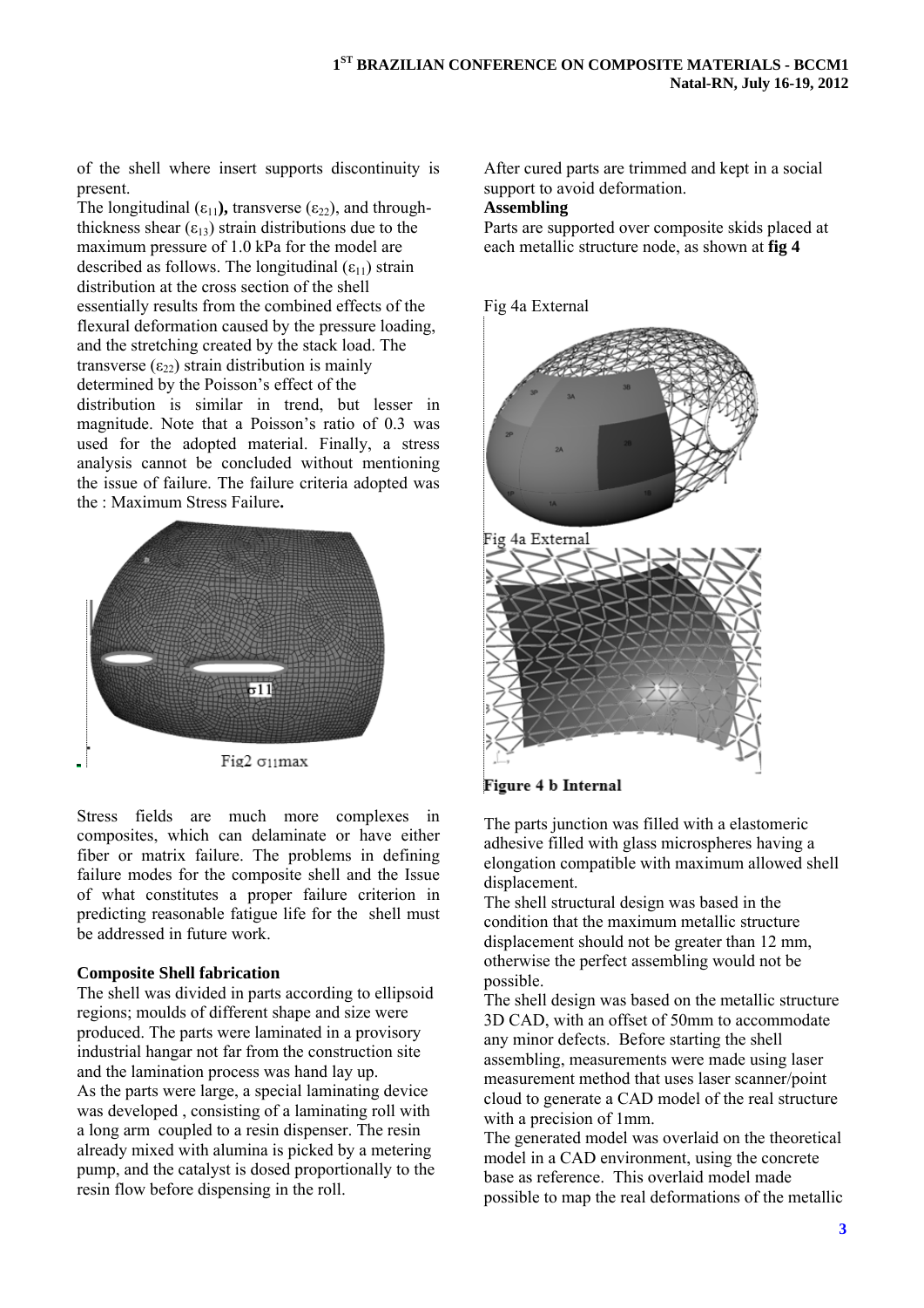of the shell where insert supports discontinuity is present.

The longitudinal ($\varepsilon_{11}$**),** transverse ($\varepsilon_{22}$), and through-thickness shear ($\varepsilon_{13}$) strain distributions due to the maximum pressure of 1.0 kPa for the model are described as follows. The longitudinal ($\varepsilon_{11}$) strain distribution at the cross section of the shell essentially results from the combined effects of the flexural deformation caused by the pressure loading, and the stretching created by the stack load. The transverse ($\varepsilon_{22}$) strain distribution is mainly determined by the Poisson's effect of the distribution is similar in trend, but lesser in magnitude. Note that a Poisson's ratio of 0.3 was used for the adopted material. Finally, a stress analysis cannot be concluded without mentioning the issue of failure. The failure criteria adopted was the : Maximum Stress Failure**.**

Fig2 $\sigma_{11}$max

Stress fields are much more complexes in composites, which can delaminate or have either fiber or matrix failure. The problems in defining failure modes for the composite shell and the Issue of what constitutes a proper failure criterion in predicting reasonable fatigue life for the shell must be addressed in future work.

### Composite Shell fabrication

The shell was divided in parts according to ellipsoid regions; moulds of different shape and size were produced. The parts were laminated in a provisory industrial hangar not far from the construction site and the lamination process was hand lay up.

As the parts were large, a special laminating device was developed , consisting of a laminating roll with a long arm coupled to a resin dispenser. The resin already mixed with alumina is picked by a metering pump, and the catalyst is dosed proportionally to the resin flow before dispensing in the roll.

After cured parts are trimmed and kept in a social support to avoid deformation.

**Assembling**

Parts are supported over composite skids placed at each metallic structure node, as shown at **fig 4**

Fig 4a External

Fig 4a External

**Figure 4 b Internal**

The parts junction was filled with a elastomeric adhesive filled with glass microspheres having a elongation compatible with maximum allowed shell displacement.

The shell structural design was based in the condition that the maximum metallic structure displacement should not be greater than 12 mm, otherwise the perfect assembling would not be possible.

The shell design was based on the metallic structure 3D CAD, with an offset of 50mm to accommodate any minor defects. Before starting the shell assembling, measurements were made using laser measurement method that uses laser scanner/point cloud to generate a CAD model of the real structure with a precision of 1mm.

The generated model was overlaid on the theoretical model in a CAD environment, using the concrete base as reference. This overlaid model made possible to map the real deformations of the metallic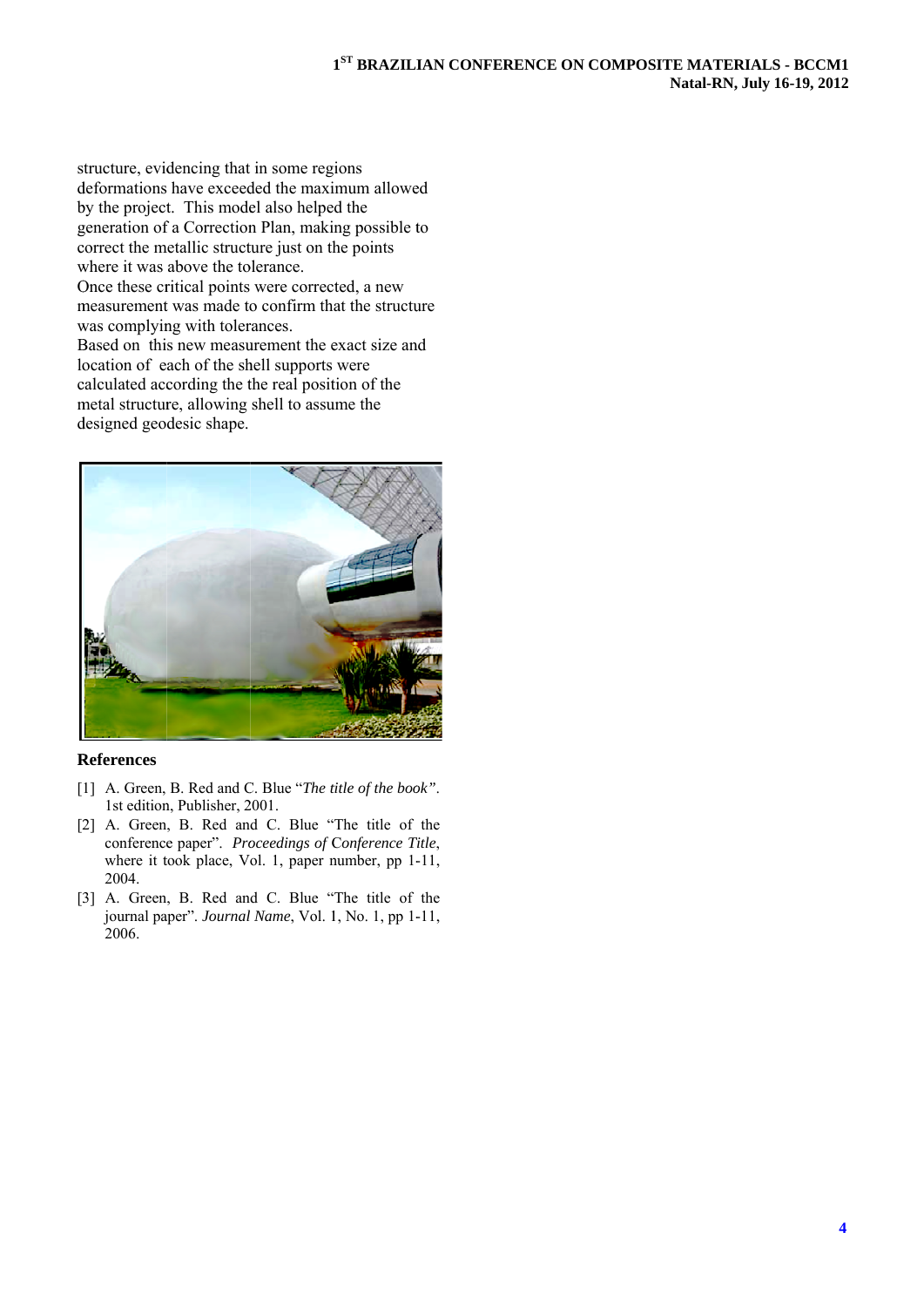structure, evidencing that in some regions deformations have exceeded the maximum allowed by the project. This model also helped the generation of a Correction Plan, making possible to correct the metallic structure just on the points where it was above the tolerance.

Once these critical points were corrected, a new measurement was made to confirm that the structure was complying with tolerances.

Based on this new measurement the exact size and location of each of the shell supports were calculated according the the real position of the metal structure, allowing shell to assume the designed geodesic shape.

## References

[1] A. Green, B. Red and C. Blue "*The title of the book*". 1st edition, Publisher, 2001.

[2] A. Green, B. Red and C. Blue "The title of the conference paper". *Proceedings of Conference Title*, where it took place, Vol. 1, paper number, pp 1-11, 2004.

[3] A. Green, B. Red and C. Blue "The title of the journal paper". *Journal Name*, Vol. 1, No. 1, pp 1-11, 2006.